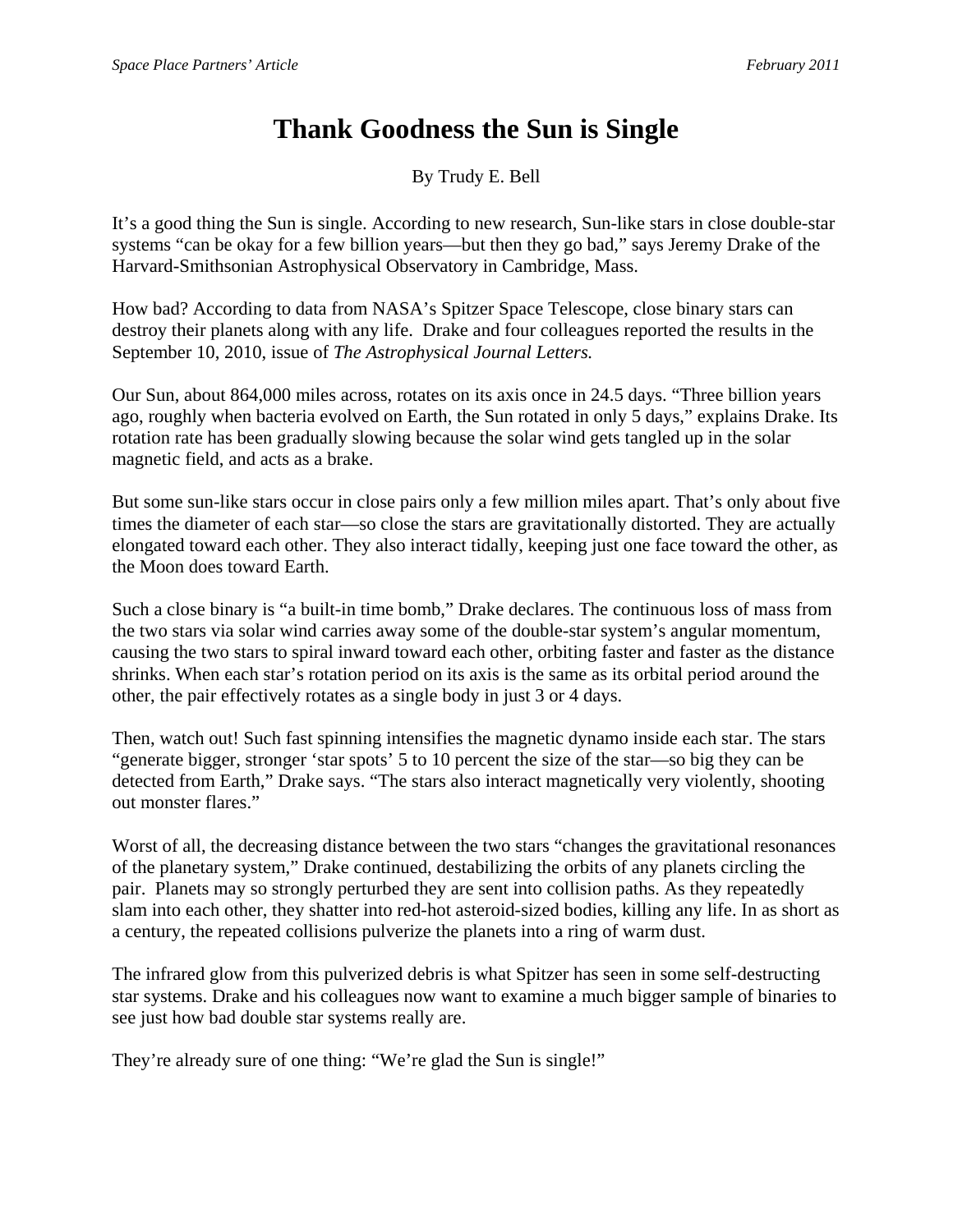# Thank Goodness the Sun is Single

By Trudy E. Bell

It's a good thing the Sun is single. According to new research, Sun-like stars in close double-star systems "can be okay for a few billion years—but then they go bad," says Jeremy Drake of the Harvard-Smithsonian Astrophysical Observatory in Cambridge, Mass.

How bad? According to data from NASA's Spitzer Space Telescope, close binary stars can destroy their planets along with any life. Drake and four colleagues reported the results in the September 10, 2010, issue of *The Astrophysical Journal Letters.*

Our Sun, about 864,000 miles across, rotates on its axis once in 24.5 days. "Three billion years ago, roughly when bacteria evolved on Earth, the Sun rotated in only 5 days," explains Drake. Its rotation rate has been gradually slowing because the solar wind gets tangled up in the solar magnetic field, and acts as a brake.

But some sun-like stars occur in close pairs only a few million miles apart. That's only about five times the diameter of each star—so close the stars are gravitationally distorted. They are actually elongated toward each other. They also interact tidally, keeping just one face toward the other, as the Moon does toward Earth.

Such a close binary is "a built-in time bomb," Drake declares. The continuous loss of mass from the two stars via solar wind carries away some of the double-star system's angular momentum, causing the two stars to spiral inward toward each other, orbiting faster and faster as the distance shrinks. When each star's rotation period on its axis is the same as its orbital period around the other, the pair effectively rotates as a single body in just 3 or 4 days.

Then, watch out! Such fast spinning intensifies the magnetic dynamo inside each star. The stars "generate bigger, stronger 'star spots' 5 to 10 percent the size of the star—so big they can be detected from Earth," Drake says. "The stars also interact magnetically very violently, shooting out monster flares."

Worst of all, the decreasing distance between the two stars "changes the gravitational resonances of the planetary system," Drake continued, destabilizing the orbits of any planets circling the pair. Planets may so strongly perturbed they are sent into collision paths. As they repeatedly slam into each other, they shatter into red-hot asteroid-sized bodies, killing any life. In as short as a century, the repeated collisions pulverize the planets into a ring of warm dust.

The infrared glow from this pulverized debris is what Spitzer has seen in some self-destructing star systems. Drake and his colleagues now want to examine a much bigger sample of binaries to see just how bad double star systems really are.

They're already sure of one thing: "We're glad the Sun is single!"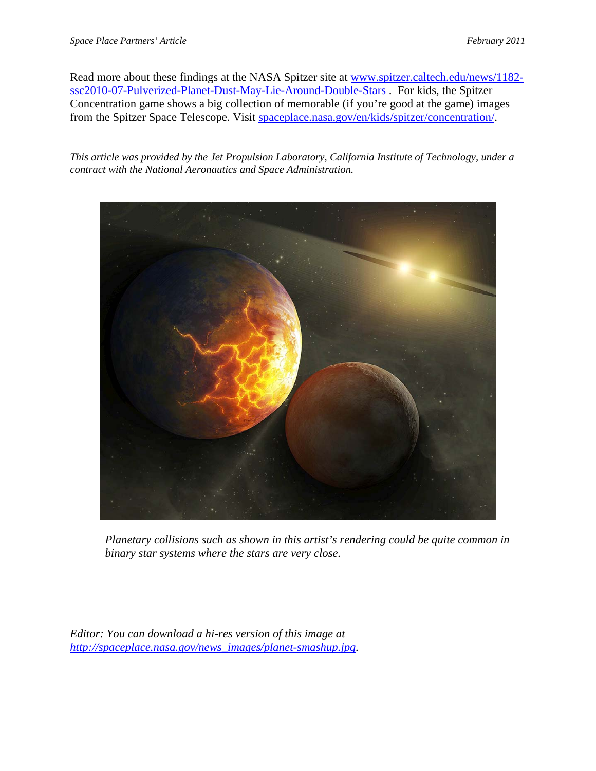Read more about these findings at the NASA Spitzer site at [www.spitzer.caltech.edu/news/1182-ssc2010-07-Pulverized-Planet-Dust-May-Lie-Around-Double-Stars](www.spitzer.caltech.edu/news/1182-ssc2010-07-Pulverized-Planet-Dust-May-Lie-Around-Double-Stars) . For kids, the Spitzer Concentration game shows a big collection of memorable (if you're good at the game) images from the Spitzer Space Telescope. Visit [spaceplace.nasa.gov/en/kids/spitzer/concentration/](spaceplace.nasa.gov/en/kids/spitzer/concentration/).

*This article was provided by the Jet Propulsion Laboratory, California Institute of Technology, under a contract with the National Aeronautics and Space Administration.*

*Planetary collisions such as shown in this artist's rendering could be quite common in binary star systems where the stars are very close.*

*Editor: You can download a hi-res version of this image at [http://spaceplace.nasa.gov/news_images/planet-smashup.jpg](http://spaceplace.nasa.gov/news_images/planet-smashup.jpg).*